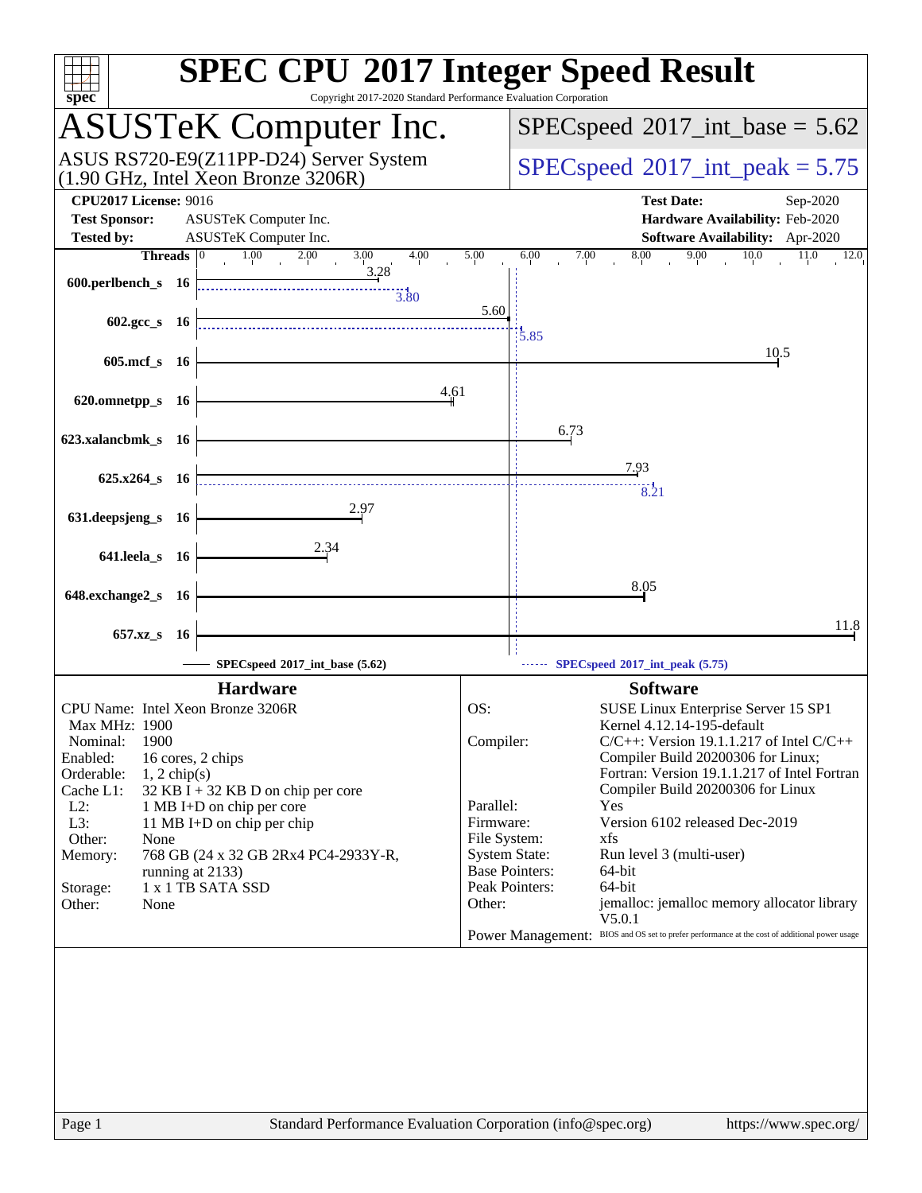# SPEC CPU 2017 Integer Speed Result

Copyright 2017-2020 Standard Performance Evaluation Corporation

## ASUSTeK Computer Inc.

ASUS RS720-E9(Z11PP-D24) Server System
(1.90 GHz, Intel Xeon Bronze 3206R)

SPECspeed 2017_int_base = 5.62

SPECspeed 2017_int_peak = 5.75

**CPU2017 License:** 9016
**Test Sponsor:** ASUSTeK Computer Inc.
**Tested by:** ASUSTeK Computer Inc.

**Test Date:** Sep-2020
**Hardware Availability:** Feb-2020
**Software Availability:** Apr-2020

| Benchmark | Threads | Base | Peak |
|---|---|---|---|
| 600.perlbench_s | 16 | 3.28 | 3.80 |
| 602.gcc_s | 16 | 5.60 | 5.85 |
| 605.mcf_s | 16 | 10.5 | |
| 620.omnetpp_s | 16 | 4.61 | |
| 623.xalancbmk_s | 16 | 6.73 | |
| 625.x264_s | 16 | 7.93 | 8.21 |
| 631.deepsjeng_s | 16 | 2.97 | |
| 641.leela_s | 16 | 2.34 | |
| 648.exchange2_s | 16 | 8.05 | |
| 657.xz_s | 16 | 11.8 | |

SPECspeed 2017_int_base (5.62)

SPECspeed 2017_int_peak (5.75)

### Hardware

| | |
|---|---|
| CPU Name: | Intel Xeon Bronze 3206R |
| Max MHz: | 1900 |
| Nominal: | 1900 |
| Enabled: | 16 cores, 2 chips |
| Orderable: | 1, 2 chip(s) |
| Cache L1: | 32 KB I + 32 KB D on chip per core |
| L2: | 1 MB I+D on chip per core |
| L3: | 11 MB I+D on chip per chip |
| Other: | None |
| Memory: | 768 GB (24 x 32 GB 2Rx4 PC4-2933Y-R, running at 2133) |
| Storage: | 1 x 1 TB SATA SSD |
| Other: | None |

### Software

| | |
|---|---|
| OS: | SUSE Linux Enterprise Server 15 SP1 Kernel 4.12.14-195-default |
| Compiler: | C/C++: Version 19.1.1.217 of Intel C/C++ Compiler Build 20200306 for Linux; Fortran: Version 19.1.1.217 of Intel Fortran Compiler Build 20200306 for Linux |
| Parallel: | Yes |
| Firmware: | Version 6102 released Dec-2019 |
| File System: | xfs |
| System State: | Run level 3 (multi-user) |
| Base Pointers: | 64-bit |
| Peak Pointers: | 64-bit |
| Other: | jemalloc: jemalloc memory allocator library V5.0.1 |
| Power Management: | BIOS and OS set to prefer performance at the cost of additional power usage |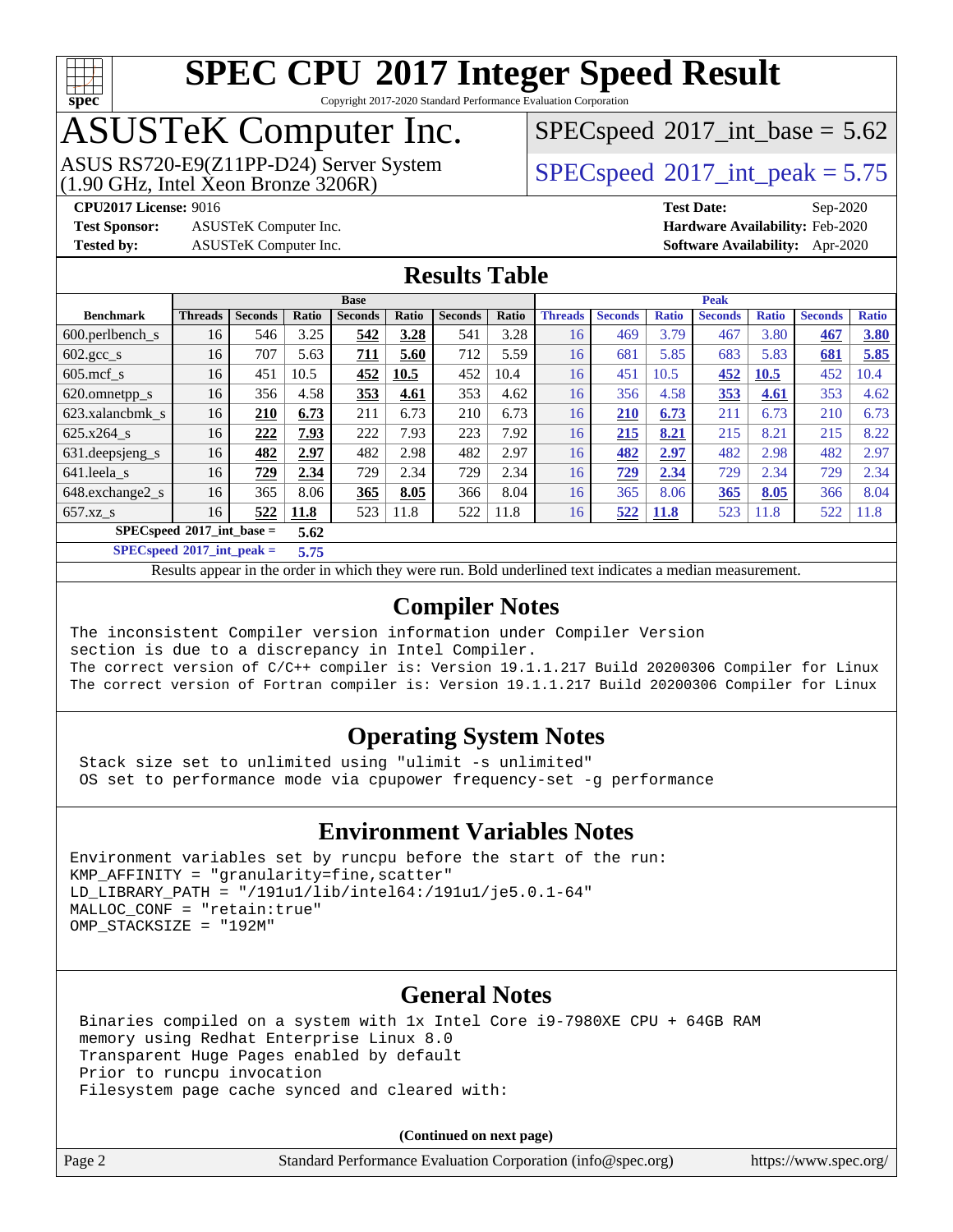# SPEC CPU 2017 Integer Speed Result

Copyright 2017-2020 Standard Performance Evaluation Corporation

# ASUSTeK Computer Inc.

ASUS RS720-E9(Z11PP-D24) Server System
(1.90 GHz, Intel Xeon Bronze 3206R)

SPECspeed 2017_int_base = 5.62

SPECspeed 2017_int_peak = 5.75

**CPU2017 License:** 9016
**Test Sponsor:** ASUSTeK Computer Inc.
**Tested by:** ASUSTeK Computer Inc.

**Test Date:** Sep-2020
**Hardware Availability:** Feb-2020
**Software Availability:** Apr-2020

## Results Table

| | Base | | | | | | | Peak | | | | | | |
|---|---|---|---|---|---|---|---|---|---|---|---|---|---|---|
| **Benchmark** | **Threads** | **Seconds** | **Ratio** | **Seconds** | **Ratio** | **Seconds** | **Ratio** | **Threads** | **Seconds** | **Ratio** | **Seconds** | **Ratio** | **Seconds** | **Ratio** |
| 600.perlbench_s | 16 | 546 | 3.25 | **542** | **3.28** | 541 | 3.28 | 16 | 469 | 3.79 | 467 | 3.80 | **467** | **3.80** |
| 602.gcc_s | 16 | 707 | 5.63 | **711** | **5.60** | 712 | 5.59 | 16 | 681 | 5.85 | 683 | 5.83 | **681** | **5.85** |
| 605.mcf_s | 16 | 451 | 10.5 | **452** | **10.5** | 452 | 10.4 | 16 | 451 | 10.5 | **452** | **10.5** | 452 | 10.4 |
| 620.omnetpp_s | 16 | 356 | 4.58 | **353** | **4.61** | 353 | 4.62 | 16 | 356 | 4.58 | **353** | **4.61** | 353 | 4.62 |
| 623.xalancbmk_s | 16 | **210** | **6.73** | 211 | 6.73 | 210 | 6.73 | 16 | **210** | **6.73** | 211 | 6.73 | 210 | 6.73 |
| 625.x264_s | 16 | **222** | **7.93** | 222 | 7.93 | 223 | 7.92 | 16 | **215** | **8.21** | 215 | 8.21 | 215 | 8.22 |
| 631.deepsjeng_s | 16 | **482** | **2.97** | 482 | 2.98 | 482 | 2.97 | 16 | **482** | **2.97** | 482 | 2.98 | 482 | 2.97 |
| 641.leela_s | 16 | **729** | **2.34** | 729 | 2.34 | 729 | 2.34 | 16 | **729** | **2.34** | 729 | 2.34 | 729 | 2.34 |
| 648.exchange2_s | 16 | 365 | 8.06 | **365** | **8.05** | 366 | 8.04 | 16 | 365 | 8.06 | **365** | **8.05** | 366 | 8.04 |
| 657.xz_s | 16 | **522** | **11.8** | 523 | 11.8 | 522 | 11.8 | 16 | **522** | **11.8** | 523 | 11.8 | 522 | 11.8 |

**SPECspeed 2017_int_base = 5.62**

**SPECspeed 2017_int_peak = 5.75**

Results appear in the order in which they were run. Bold underlined text indicates a median measurement.

## Compiler Notes

```
The inconsistent Compiler version information under Compiler Version
section is due to a discrepancy in Intel Compiler.
The correct version of C/C++ compiler is: Version 19.1.1.217 Build 20200306 Compiler for Linux
The correct version of Fortran compiler is: Version 19.1.1.217 Build 20200306 Compiler for Linux
```

## Operating System Notes

```
Stack size set to unlimited using "ulimit -s unlimited"
OS set to performance mode via cpupower frequency-set -g performance
```

## Environment Variables Notes

```
Environment variables set by runcpu before the start of the run:
KMP_AFFINITY = "granularity=fine,scatter"
LD_LIBRARY_PATH = "/191u1/lib/intel64:/191u1/je5.0.1-64"
MALLOC_CONF = "retain:true"
OMP_STACKSIZE = "192M"
```

## General Notes

```
Binaries compiled on a system with 1x Intel Core i9-7980XE CPU + 64GB RAM
memory using Redhat Enterprise Linux 8.0
Transparent Huge Pages enabled by default
Prior to runcpu invocation
Filesystem page cache synced and cleared with:
```

**(Continued on next page)**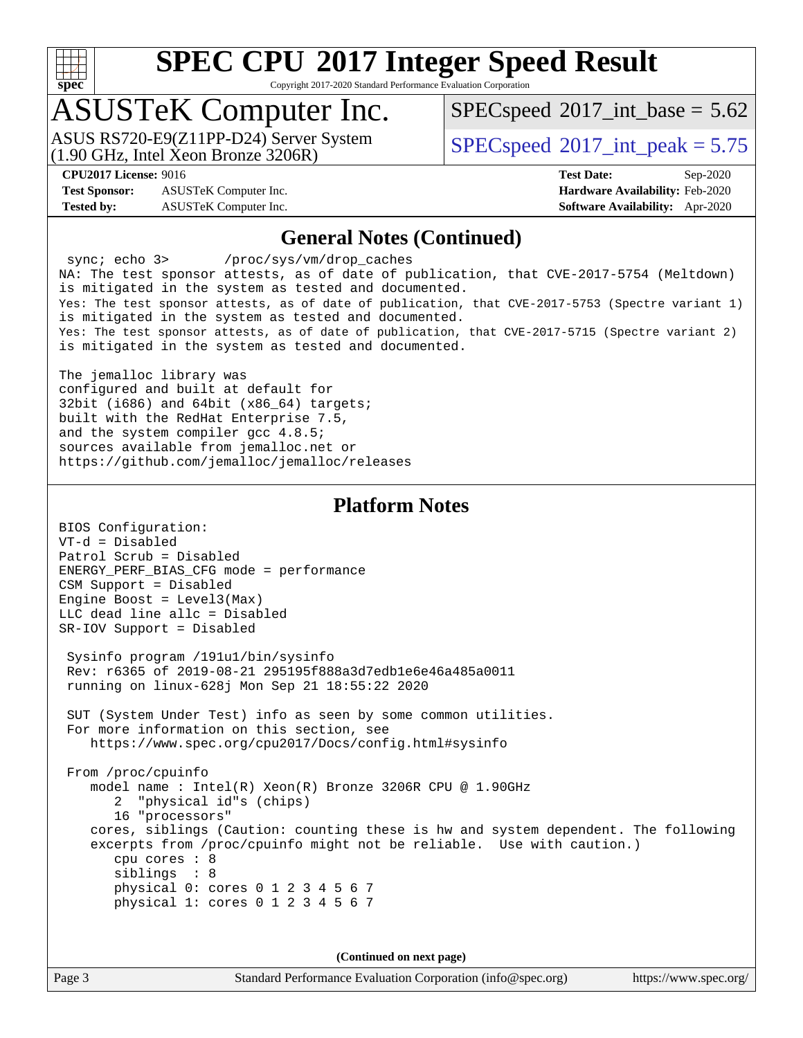## General Notes (Continued)

```
 sync; echo 3>       /proc/sys/vm/drop_caches
NA: The test sponsor attests, as of date of publication, that CVE-2017-5754 (Meltdown)
is mitigated in the system as tested and documented.
Yes: The test sponsor attests, as of date of publication, that CVE-2017-5753 (Spectre variant 1)
is mitigated in the system as tested and documented.
Yes: The test sponsor attests, as of date of publication, that CVE-2017-5715 (Spectre variant 2)
is mitigated in the system as tested and documented.

The jemalloc library was
configured and built at default for
32bit (i686) and 64bit (x86_64) targets;
built with the RedHat Enterprise 7.5,
and the system compiler gcc 4.8.5;
sources available from jemalloc.net or
https://github.com/jemalloc/jemalloc/releases
```

## Platform Notes

```
BIOS Configuration:
VT-d = Disabled
Patrol Scrub = Disabled
ENERGY_PERF_BIAS_CFG mode = performance
CSM Support = Disabled
Engine Boost = Level3(Max)
LLC dead line allc = Disabled
SR-IOV Support = Disabled

 Sysinfo program /191u1/bin/sysinfo
 Rev: r6365 of 2019-08-21 295195f888a3d7edb1e6e46a485a0011
 running on linux-628j Mon Sep 21 18:55:22 2020

 SUT (System Under Test) info as seen by some common utilities.
 For more information on this section, see
    https://www.spec.org/cpu2017/Docs/config.html#sysinfo

 From /proc/cpuinfo
    model name : Intel(R) Xeon(R) Bronze 3206R CPU @ 1.90GHz
       2  "physical id"s (chips)
       16 "processors"
    cores, siblings (Caution: counting these is hw and system dependent. The following
    excerpts from /proc/cpuinfo might not be reliable.  Use with caution.)
       cpu cores : 8
       siblings  : 8
       physical 0: cores 0 1 2 3 4 5 6 7
       physical 1: cores 0 1 2 3 4 5 6 7
```

**(Continued on next page)**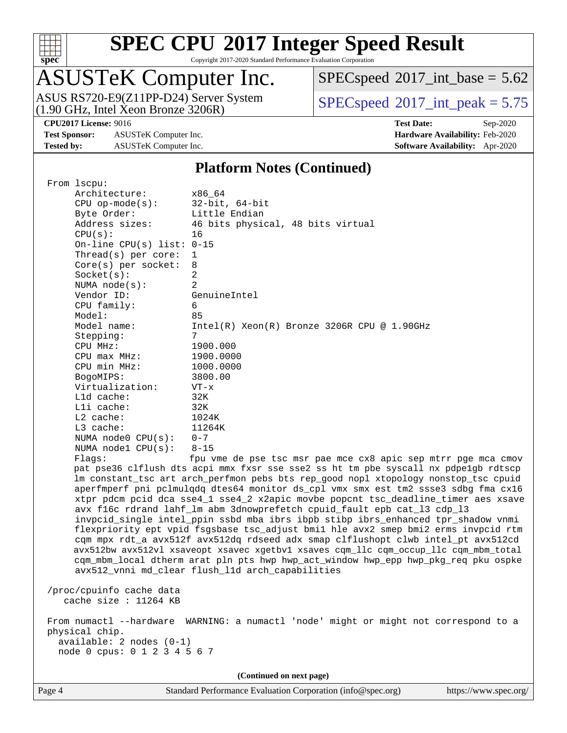# SPEC CPU 2017 Integer Speed Result

Copyright 2017-2020 Standard Performance Evaluation Corporation

## ASUSTeK Computer Inc.

ASUS RS720-E9(Z11PP-D24) Server System
(1.90 GHz, Intel Xeon Bronze 3206R)

SPECspeed 2017_int_base = 5.62

SPECspeed 2017_int_peak = 5.75

**CPU2017 License:** 9016
**Test Sponsor:** ASUSTeK Computer Inc.
**Tested by:** ASUSTeK Computer Inc.

**Test Date:** Sep-2020
**Hardware Availability:** Feb-2020
**Software Availability:** Apr-2020

### Platform Notes (Continued)

```
From lscpu:
     Architecture:        x86_64
     CPU op-mode(s):      32-bit, 64-bit
     Byte Order:          Little Endian
     Address sizes:       46 bits physical, 48 bits virtual
     CPU(s):              16
     On-line CPU(s) list: 0-15
     Thread(s) per core:  1
     Core(s) per socket:  8
     Socket(s):           2
     NUMA node(s):        2
     Vendor ID:           GenuineIntel
     CPU family:          6
     Model:               85
     Model name:          Intel(R) Xeon(R) Bronze 3206R CPU @ 1.90GHz
     Stepping:            7
     CPU MHz:             1900.000
     CPU max MHz:         1900.0000
     CPU min MHz:         1000.0000
     BogoMIPS:            3800.00
     Virtualization:      VT-x
     L1d cache:           32K
     L1i cache:           32K
     L2 cache:            1024K
     L3 cache:            11264K
     NUMA node0 CPU(s):   0-7
     NUMA node1 CPU(s):   8-15
     Flags:               fpu vme de pse tsc msr pae mce cx8 apic sep mtrr pge mca cmov
     pat pse36 clflush dts acpi mmx fxsr sse sse2 ss ht tm pbe syscall nx pdpe1gb rdtscp
     lm constant_tsc art arch_perfmon pebs bts rep_good nopl xtopology nonstop_tsc cpuid
     aperfmperf pni pclmulqdq dtes64 monitor ds_cpl vmx smx est tm2 ssse3 sdbg fma cx16
     xtpr pdcm pcid dca sse4_1 sse4_2 x2apic movbe popcnt tsc_deadline_timer aes xsave
     avx f16c rdrand lahf_lm abm 3dnowprefetch cpuid_fault epb cat_l3 cdp_l3
     invpcid_single intel_ppin ssbd mba ibrs ibpb stibp ibrs_enhanced tpr_shadow vnmi
     flexpriority ept vpid fsgsbase tsc_adjust bmi1 hle avx2 smep bmi2 erms invpcid rtm
     cqm mpx rdt_a avx512f avx512dq rdseed adx smap clflushopt clwb intel_pt avx512cd
     avx512bw avx512vl xsaveopt xsavec xgetbv1 xsaves cqm_llc cqm_occup_llc cqm_mbm_total
     cqm_mbm_local dtherm arat pln pts hwp hwp_act_window hwp_epp hwp_pkg_req pku ospke
     avx512_vnni md_clear flush_l1d arch_capabilities

 /proc/cpuinfo cache data
    cache size : 11264 KB

 From numactl --hardware  WARNING: a numactl 'node' might or might not correspond to a
 physical chip.
   available: 2 nodes (0-1)
   node 0 cpus: 0 1 2 3 4 5 6 7
```

**(Continued on next page)**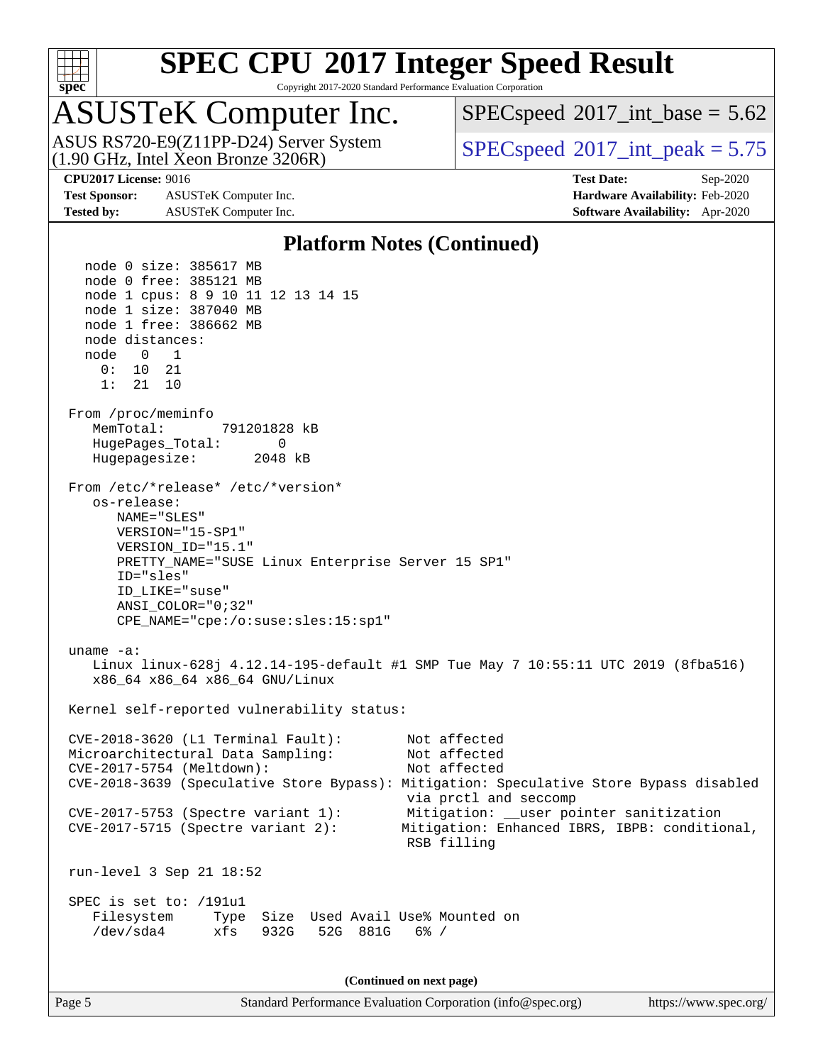## Platform Notes (Continued)

```
  node 0 size: 385617 MB
  node 0 free: 385121 MB
  node 1 cpus: 8 9 10 11 12 13 14 15
  node 1 size: 387040 MB
  node 1 free: 386662 MB
  node distances:
  node   0   1
    0:  10  21
    1:  21  10

From /proc/meminfo
   MemTotal:       791201828 kB
   HugePages_Total:       0
   Hugepagesize:       2048 kB

From /etc/*release* /etc/*version*
   os-release:
      NAME="SLES"
      VERSION="15-SP1"
      VERSION_ID="15.1"
      PRETTY_NAME="SUSE Linux Enterprise Server 15 SP1"
      ID="sles"
      ID_LIKE="suse"
      ANSI_COLOR="0;32"
      CPE_NAME="cpe:/o:suse:sles:15:sp1"

uname -a:
   Linux linux-628j 4.12.14-195-default #1 SMP Tue May 7 10:55:11 UTC 2019 (8fba516)
   x86_64 x86_64 x86_64 GNU/Linux

Kernel self-reported vulnerability status:

CVE-2018-3620 (L1 Terminal Fault):        Not affected
Microarchitectural Data Sampling:         Not affected
CVE-2017-5754 (Meltdown):                 Not affected
CVE-2018-3639 (Speculative Store Bypass): Mitigation: Speculative Store Bypass disabled
                                          via prctl and seccomp
CVE-2017-5753 (Spectre variant 1):        Mitigation: __user pointer sanitization
CVE-2017-5715 (Spectre variant 2):       Mitigation: Enhanced IBRS, IBPB: conditional,
                                          RSB filling

run-level 3 Sep 21 18:52

SPEC is set to: /191u1
   Filesystem     Type  Size  Used Avail Use% Mounted on
   /dev/sda4      xfs   932G   52G  881G   6% /
```

(Continued on next page)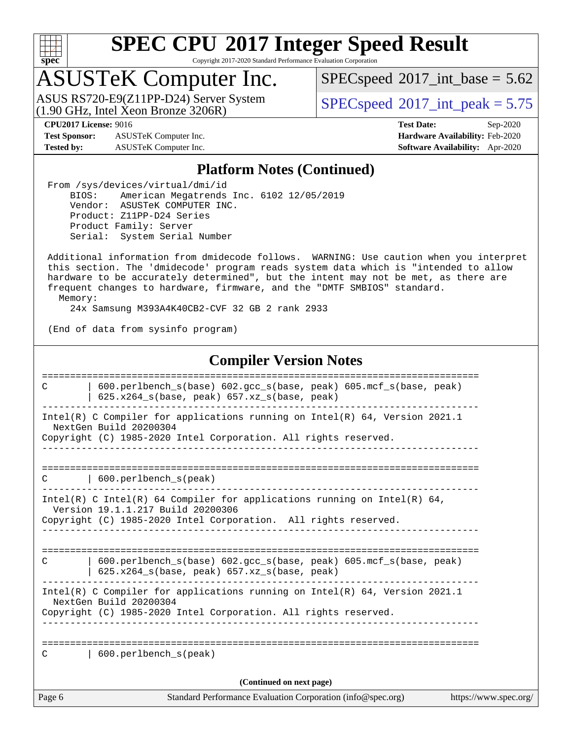## Platform Notes (Continued)

```
From /sys/devices/virtual/dmi/id
    BIOS:    American Megatrends Inc. 6102 12/05/2019
    Vendor:  ASUSTeK COMPUTER INC.
    Product: Z11PP-D24 Series
    Product Family: Server
    Serial:  System Serial Number

Additional information from dmidecode follows.  WARNING: Use caution when you interpret
this section. The 'dmidecode' program reads system data which is "intended to allow
hardware to be accurately determined", but the intent may not be met, as there are
frequent changes to hardware, firmware, and the "DMTF SMBIOS" standard.
  Memory:
    24x Samsung M393A4K40CB2-CVF 32 GB 2 rank 2933

(End of data from sysinfo program)
```

## Compiler Version Notes

```
==============================================================================
C       | 600.perlbench_s(base) 602.gcc_s(base, peak) 605.mcf_s(base, peak)
        | 625.x264_s(base, peak) 657.xz_s(base, peak)
------------------------------------------------------------------------------
Intel(R) C Compiler for applications running on Intel(R) 64, Version 2021.1
  NextGen Build 20200304
Copyright (C) 1985-2020 Intel Corporation. All rights reserved.
------------------------------------------------------------------------------

==============================================================================
C       | 600.perlbench_s(peak)
------------------------------------------------------------------------------
Intel(R) C Intel(R) 64 Compiler for applications running on Intel(R) 64,
  Version 19.1.1.217 Build 20200306
Copyright (C) 1985-2020 Intel Corporation.  All rights reserved.
------------------------------------------------------------------------------

==============================================================================
C       | 600.perlbench_s(base) 602.gcc_s(base, peak) 605.mcf_s(base, peak)
        | 625.x264_s(base, peak) 657.xz_s(base, peak)
------------------------------------------------------------------------------
Intel(R) C Compiler for applications running on Intel(R) 64, Version 2021.1
  NextGen Build 20200304
Copyright (C) 1985-2020 Intel Corporation. All rights reserved.
------------------------------------------------------------------------------

==============================================================================
C       | 600.perlbench_s(peak)
```

(Continued on next page)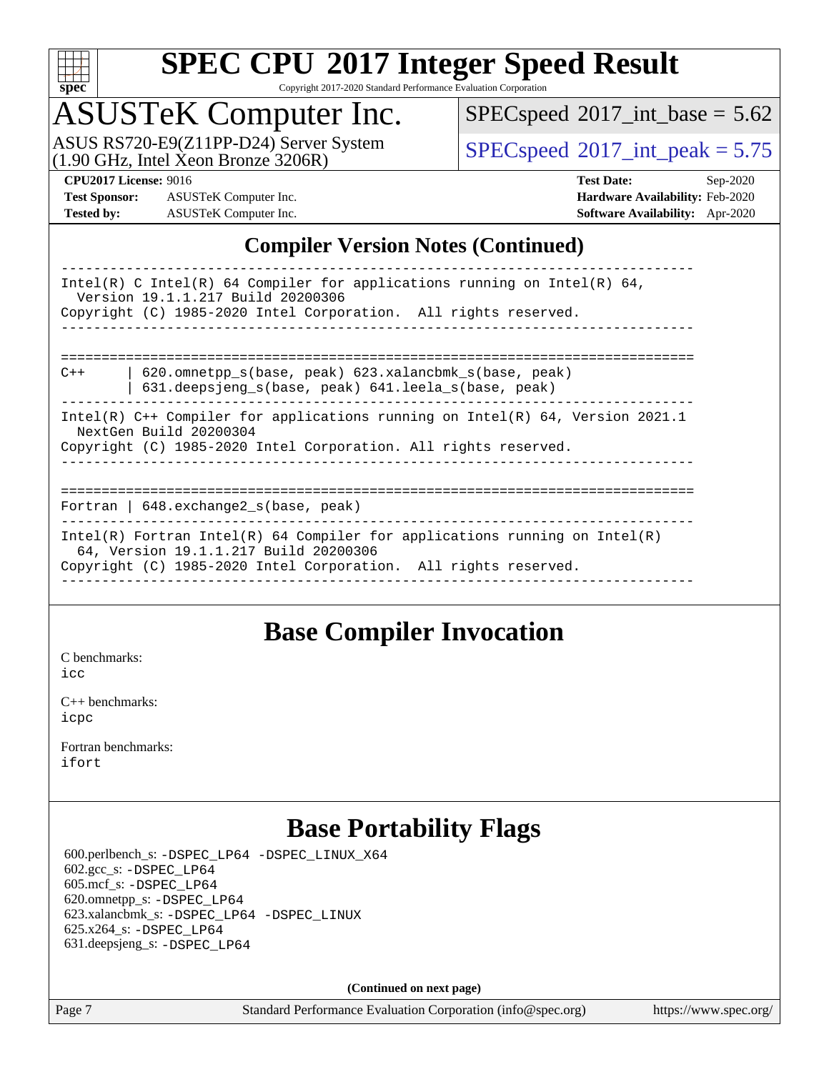## Compiler Version Notes (Continued)

```
------------------------------------------------------------------------------
Intel(R) C Intel(R) 64 Compiler for applications running on Intel(R) 64,
  Version 19.1.1.217 Build 20200306
Copyright (C) 1985-2020 Intel Corporation.  All rights reserved.
------------------------------------------------------------------------------

==============================================================================
C++     | 620.omnetpp_s(base, peak) 623.xalancbmk_s(base, peak)
        | 631.deepsjeng_s(base, peak) 641.leela_s(base, peak)
------------------------------------------------------------------------------
Intel(R) C++ Compiler for applications running on Intel(R) 64, Version 2021.1
  NextGen Build 20200304
Copyright (C) 1985-2020 Intel Corporation. All rights reserved.
------------------------------------------------------------------------------

==============================================================================
Fortran | 648.exchange2_s(base, peak)
------------------------------------------------------------------------------
Intel(R) Fortran Intel(R) 64 Compiler for applications running on Intel(R)
  64, Version 19.1.1.217 Build 20200306
Copyright (C) 1985-2020 Intel Corporation.  All rights reserved.
------------------------------------------------------------------------------
```

## Base Compiler Invocation

C benchmarks:
icc

C++ benchmarks:
icpc

Fortran benchmarks:
ifort

## Base Portability Flags

600.perlbench_s: -DSPEC_LP64 -DSPEC_LINUX_X64
602.gcc_s: -DSPEC_LP64
605.mcf_s: -DSPEC_LP64
620.omnetpp_s: -DSPEC_LP64
623.xalancbmk_s: -DSPEC_LP64 -DSPEC_LINUX
625.x264_s: -DSPEC_LP64
631.deepsjeng_s: -DSPEC_LP64

**(Continued on next page)**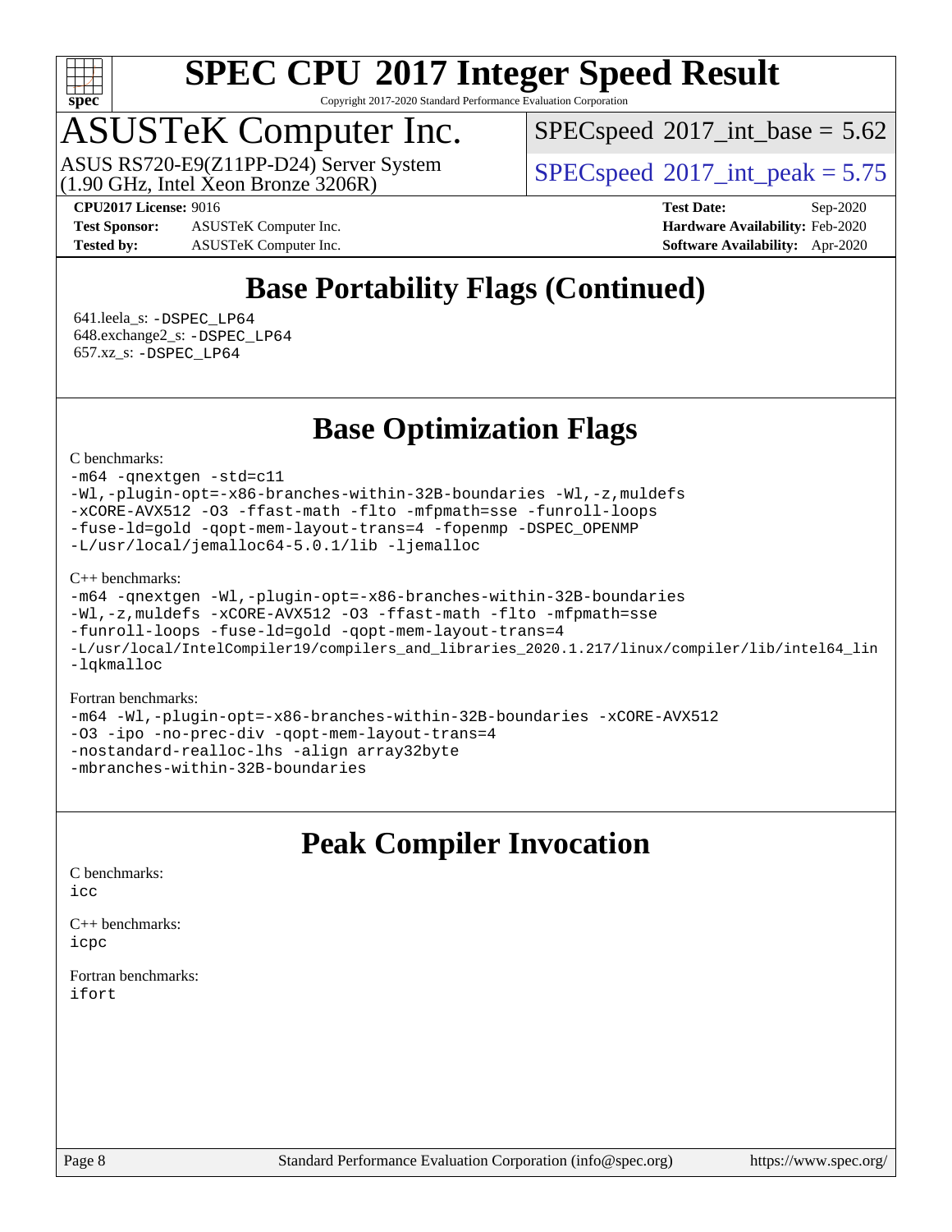# SPEC CPU 2017 Integer Speed Result

Copyright 2017-2020 Standard Performance Evaluation Corporation

## ASUSTeK Computer Inc.

ASUS RS720-E9(Z11PP-D24) Server System
(1.90 GHz, Intel Xeon Bronze 3206R)

SPECspeed 2017_int_base = 5.62

SPECspeed 2017_int_peak = 5.75

**CPU2017 License:** 9016
**Test Sponsor:** ASUSTeK Computer Inc.
**Tested by:** ASUSTeK Computer Inc.

**Test Date:** Sep-2020
**Hardware Availability:** Feb-2020
**Software Availability:** Apr-2020

## Base Portability Flags (Continued)

641.leela_s: -DSPEC_LP64
648.exchange2_s: -DSPEC_LP64
657.xz_s: -DSPEC_LP64

## Base Optimization Flags

C benchmarks:

```
-m64 -qnextgen -std=c11
-Wl,-plugin-opt=-x86-branches-within-32B-boundaries -Wl,-z,muldefs
-xCORE-AVX512 -O3 -ffast-math -flto -mfpmath=sse -funroll-loops
-fuse-ld=gold -qopt-mem-layout-trans=4 -fopenmp -DSPEC_OPENMP
-L/usr/local/jemalloc64-5.0.1/lib -ljemalloc
```

C++ benchmarks:

```
-m64 -qnextgen -Wl,-plugin-opt=-x86-branches-within-32B-boundaries
-Wl,-z,muldefs -xCORE-AVX512 -O3 -ffast-math -flto -mfpmath=sse
-funroll-loops -fuse-ld=gold -qopt-mem-layout-trans=4
-L/usr/local/IntelCompiler19/compilers_and_libraries_2020.1.217/linux/compiler/lib/intel64_lin
-lqkmalloc
```

Fortran benchmarks:

```
-m64 -Wl,-plugin-opt=-x86-branches-within-32B-boundaries -xCORE-AVX512
-O3 -ipo -no-prec-div -qopt-mem-layout-trans=4
-nostandard-realloc-lhs -align array32byte
-mbranches-within-32B-boundaries
```

## Peak Compiler Invocation

C benchmarks:
icc

C++ benchmarks:
icpc

Fortran benchmarks:
ifort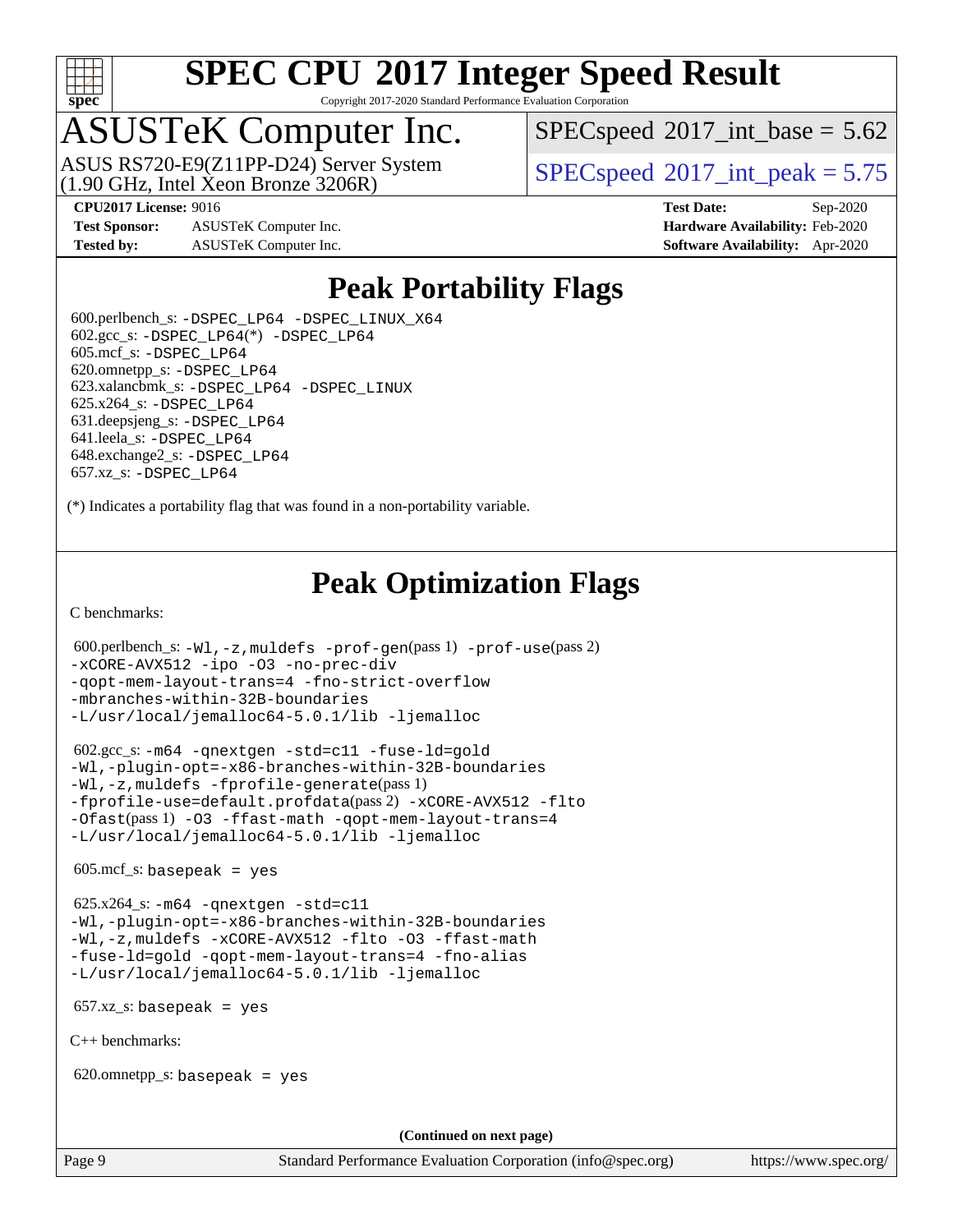# Peak Portability Flags

600.perlbench_s: `-DSPEC_LP64 -DSPEC_LINUX_X64`
602.gcc_s: `-DSPEC_LP64`(*) `-DSPEC_LP64`
605.mcf_s: `-DSPEC_LP64`
620.omnetpp_s: `-DSPEC_LP64`
623.xalancbmk_s: `-DSPEC_LP64 -DSPEC_LINUX`
625.x264_s: `-DSPEC_LP64`
631.deepsjeng_s: `-DSPEC_LP64`
641.leela_s: `-DSPEC_LP64`
648.exchange2_s: `-DSPEC_LP64`
657.xz_s: `-DSPEC_LP64`

(*) Indicates a portability flag that was found in a non-portability variable.

# Peak Optimization Flags

C benchmarks:

600.perlbench_s: `-Wl,-z,muldefs -prof-gen`(pass 1) `-prof-use`(pass 2) `-xCORE-AVX512 -ipo -O3 -no-prec-div -qopt-mem-layout-trans=4 -fno-strict-overflow -mbranches-within-32B-boundaries -L/usr/local/jemalloc64-5.0.1/lib -ljemalloc`

602.gcc_s: `-m64 -qnextgen -std=c11 -fuse-ld=gold -Wl,-plugin-opt=-x86-branches-within-32B-boundaries -Wl,-z,muldefs -fprofile-generate`(pass 1) `-fprofile-use=default.profdata`(pass 2) `-xCORE-AVX512 -flto -Ofast`(pass 1) `-O3 -ffast-math -qopt-mem-layout-trans=4 -L/usr/local/jemalloc64-5.0.1/lib -ljemalloc`

605.mcf_s: `basepeak = yes`

625.x264_s: `-m64 -qnextgen -std=c11 -Wl,-plugin-opt=-x86-branches-within-32B-boundaries -Wl,-z,muldefs -xCORE-AVX512 -flto -O3 -ffast-math -fuse-ld=gold -qopt-mem-layout-trans=4 -fno-alias -L/usr/local/jemalloc64-5.0.1/lib -ljemalloc`

657.xz_s: `basepeak = yes`

C++ benchmarks:

620.omnetpp_s: `basepeak = yes`

**(Continued on next page)**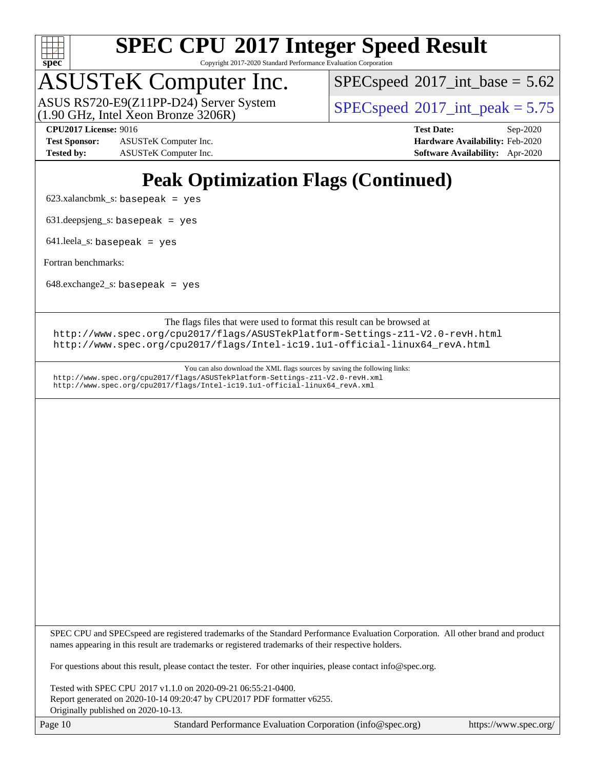# Peak Optimization Flags (Continued)

623.xalancbmk_s: basepeak = yes

631.deepsjeng_s: basepeak = yes

641.leela_s: basepeak = yes

Fortran benchmarks:

648.exchange2_s: basepeak = yes

The flags files that were used to format this result can be browsed at
http://www.spec.org/cpu2017/flags/ASUSTekPlatform-Settings-z11-V2.0-revH.html
http://www.spec.org/cpu2017/flags/Intel-ic19.1u1-official-linux64_revA.html

You can also download the XML flags sources by saving the following links:
http://www.spec.org/cpu2017/flags/ASUSTekPlatform-Settings-z11-V2.0-revH.xml
http://www.spec.org/cpu2017/flags/Intel-ic19.1u1-official-linux64_revA.xml

SPEC CPU and SPECspeed are registered trademarks of the Standard Performance Evaluation Corporation. All other brand and product names appearing in this result are trademarks or registered trademarks of their respective holders.

For questions about this result, please contact the tester. For other inquiries, please contact info@spec.org.

Tested with SPEC CPU 2017 v1.1.0 on 2020-09-21 06:55:21-0400.
Report generated on 2020-10-14 09:20:47 by CPU2017 PDF formatter v6255.
Originally published on 2020-10-13.